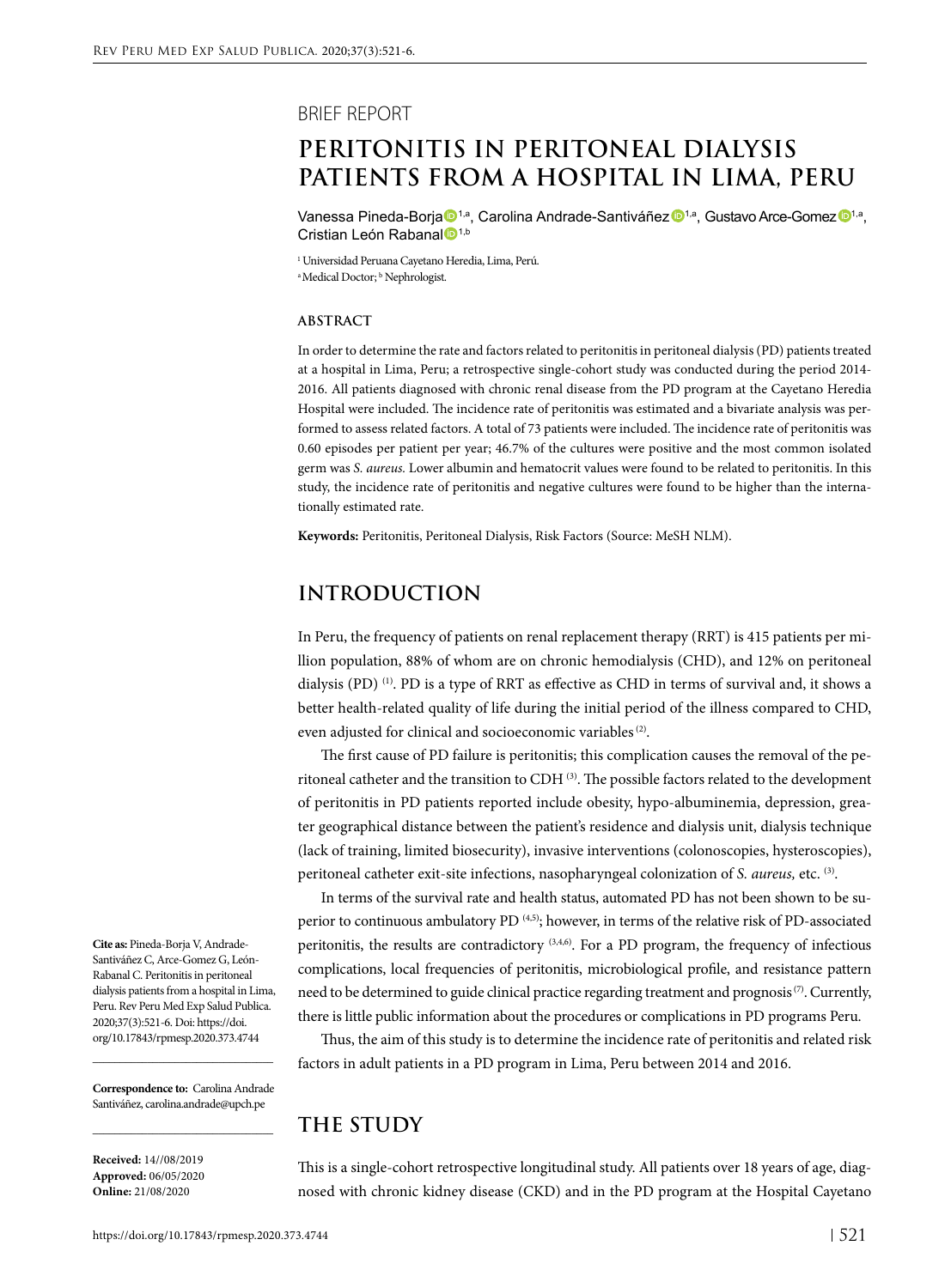BRIEF REPORT

# PERITONITIS IN PERITONEAL DIALYSIS PATIENTS FROM A HOSPITAL IN LIMA, PERU

Vanessa Pineda-Borja[1,a], Carolina Andrade-Santiváñez[1,a], Gustavo Arce-Gomez[1,a], Cristian León Rabanal[1,b]

[1] Universidad Peruana Cayetano Heredia, Lima, Perú.
[a] Medical Doctor; [b] Nephrologist.

### ABSTRACT

In order to determine the rate and factors related to peritonitis in peritoneal dialysis (PD) patients treated at a hospital in Lima, Peru; a retrospective single-cohort study was conducted during the period 2014-2016. All patients diagnosed with chronic renal disease from the PD program at the Cayetano Heredia Hospital were included. The incidence rate of peritonitis was estimated and a bivariate analysis was performed to assess related factors. A total of 73 patients were included. The incidence rate of peritonitis was 0.60 episodes per patient per year; 46.7% of the cultures were positive and the most common isolated germ was *S. aureus.* Lower albumin and hematocrit values were found to be related to peritonitis. In this study, the incidence rate of peritonitis and negative cultures were found to be higher than the internationally estimated rate.

**Keywords:** Peritonitis, Peritoneal Dialysis, Risk Factors (Source: MeSH NLM).

## INTRODUCTION

In Peru, the frequency of patients on renal replacement therapy (RRT) is 415 patients per million population, 88% of whom are on chronic hemodialysis (CHD), and 12% on peritoneal dialysis (PD) [1]. PD is a type of RRT as effective as CHD in terms of survival and, it shows a better health-related quality of life during the initial period of the illness compared to CHD, even adjusted for clinical and socioeconomic variables [2].

The first cause of PD failure is peritonitis; this complication causes the removal of the peritoneal catheter and the transition to CDH [3]. The possible factors related to the development of peritonitis in PD patients reported include obesity, hypo-albuminemia, depression, greater geographical distance between the patient's residence and dialysis unit, dialysis technique (lack of training, limited biosecurity), invasive interventions (colonoscopies, hysteroscopies), peritoneal catheter exit-site infections, nasopharyngeal colonization of *S. aureus,* etc. [3].

In terms of the survival rate and health status, automated PD has not been shown to be superior to continuous ambulatory PD [4,5]; however, in terms of the relative risk of PD-associated peritonitis, the results are contradictory [3,4,6]. For a PD program, the frequency of infectious complications, local frequencies of peritonitis, microbiological profile, and resistance pattern need to be determined to guide clinical practice regarding treatment and prognosis [7]. Currently, there is little public information about the procedures or complications in PD programs Peru.

Thus, the aim of this study is to determine the incidence rate of peritonitis and related risk factors in adult patients in a PD program in Lima, Peru between 2014 and 2016.

## THE STUDY

This is a single-cohort retrospective longitudinal study. All patients over 18 years of age, diagnosed with chronic kidney disease (CKD) and in the PD program at the Hospital Cayetano

**Cite as:** Pineda-Borja V, Andrade-Santiváñez C, Arce-Gomez G, León-Rabanal C. Peritonitis in peritoneal dialysis patients from a hospital in Lima, Peru. Rev Peru Med Exp Salud Publica. 2020;37(3):521-6. Doi: https://doi.org/10.17843/rpmesp.2020.373.4744

**Correspondence to:** Carolina Andrade Santiváñez, carolina.andrade@upch.pe

**Received:** 14//08/2019
**Approved:** 06/05/2020
**Online:** 21/08/2020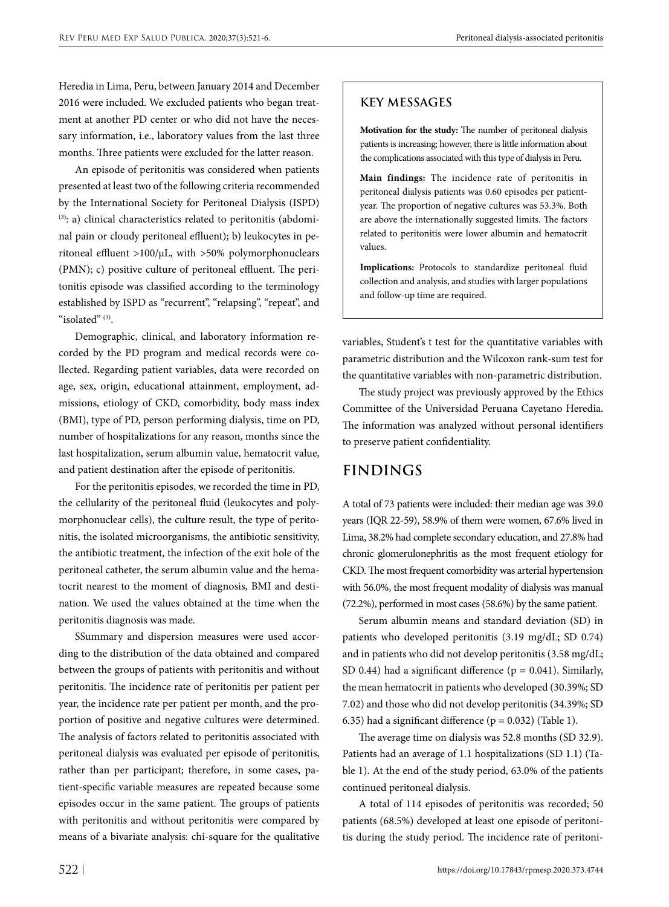Heredia in Lima, Peru, between January 2014 and December 2016 were included. We excluded patients who began treatment at another PD center or who did not have the necessary information, i.e., laboratory values from the last three months. Three patients were excluded for the latter reason.

An episode of peritonitis was considered when patients presented at least two of the following criteria recommended by the International Society for Peritoneal Dialysis (ISPD) [3]: a) clinical characteristics related to peritonitis (abdominal pain or cloudy peritoneal effluent); b) leukocytes in peritoneal effluent >100/μL, with >50% polymorphonuclears (PMN); c) positive culture of peritoneal effluent. The peritonitis episode was classified according to the terminology established by ISPD as "recurrent", "relapsing", "repeat", and "isolated" [3].

Demographic, clinical, and laboratory information recorded by the PD program and medical records were collected. Regarding patient variables, data were recorded on age, sex, origin, educational attainment, employment, admissions, etiology of CKD, comorbidity, body mass index (BMI), type of PD, person performing dialysis, time on PD, number of hospitalizations for any reason, months since the last hospitalization, serum albumin value, hematocrit value, and patient destination after the episode of peritonitis.

For the peritonitis episodes, we recorded the time in PD, the cellularity of the peritoneal fluid (leukocytes and polymorphonuclear cells), the culture result, the type of peritonitis, the isolated microorganisms, the antibiotic sensitivity, the antibiotic treatment, the infection of the exit hole of the peritoneal catheter, the serum albumin value and the hematocrit nearest to the moment of diagnosis, BMI and destination. We used the values obtained at the time when the peritonitis diagnosis was made.

SSummary and dispersion measures were used according to the distribution of the data obtained and compared between the groups of patients with peritonitis and without peritonitis. The incidence rate of peritonitis per patient per year, the incidence rate per patient per month, and the proportion of positive and negative cultures were determined. The analysis of factors related to peritonitis associated with peritoneal dialysis was evaluated per episode of peritonitis, rather than per participant; therefore, in some cases, patient-specific variable measures are repeated because some episodes occur in the same patient. The groups of patients with peritonitis and without peritonitis were compared by means of a bivariate analysis: chi-square for the qualitative variables, Student's t test for the quantitative variables with parametric distribution and the Wilcoxon rank-sum test for the quantitative variables with non-parametric distribution.

The study project was previously approved by the Ethics Committee of the Universidad Peruana Cayetano Heredia. The information was analyzed without personal identifiers to preserve patient confidentiality.

> **KEY MESSAGES**
>
> **Motivation for the study:** The number of peritoneal dialysis patients is increasing; however, there is little information about the complications associated with this type of dialysis in Peru.
>
> **Main findings:** The incidence rate of peritonitis in peritoneal dialysis patients was 0.60 episodes per patient-year. The proportion of negative cultures was 53.3%. Both are above the internationally suggested limits. The factors related to peritonitis were lower albumin and hematocrit values.
>
> **Implications:** Protocols to standardize peritoneal fluid collection and analysis, and studies with larger populations and follow-up time are required.

## FINDINGS

A total of 73 patients were included: their median age was 39.0 years (IQR 22-59), 58.9% of them were women, 67.6% lived in Lima, 38.2% had complete secondary education, and 27.8% had chronic glomerulonephritis as the most frequent etiology for CKD. The most frequent comorbidity was arterial hypertension with 56.0%, the most frequent modality of dialysis was manual (72.2%), performed in most cases (58.6%) by the same patient.

Serum albumin means and standard deviation (SD) in patients who developed peritonitis (3.19 mg/dL; SD 0.74) and in patients who did not develop peritonitis (3.58 mg/dL; SD 0.44) had a significant difference ($p = 0.041$). Similarly, the mean hematocrit in patients who developed (30.39%; SD 7.02) and those who did not develop peritonitis (34.39%; SD 6.35) had a significant difference ($p = 0.032$) (Table 1).

The average time on dialysis was 52.8 months (SD 32.9). Patients had an average of 1.1 hospitalizations (SD 1.1) (Table 1). At the end of the study period, 63.0% of the patients continued peritoneal dialysis.

A total of 114 episodes of peritonitis was recorded; 50 patients (68.5%) developed at least one episode of peritonitis during the study period. The incidence rate of peritoni-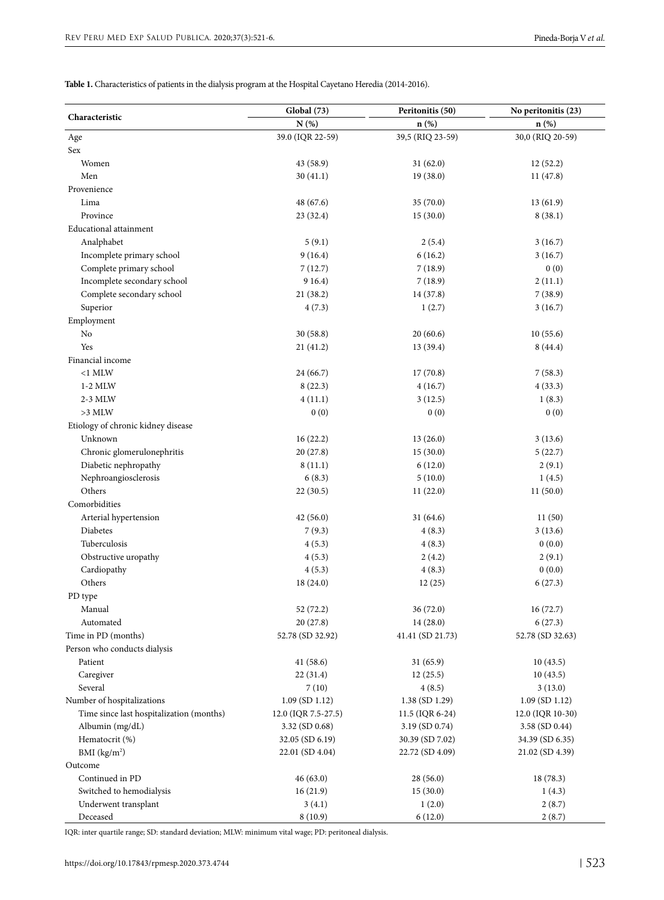**Table 1.** Characteristics of patients in the dialysis program at the Hospital Cayetano Heredia (2014-2016).

| Characteristic | Global (73) | Peritonitis (50) | No peritonitis (23) |
|---|---|---|---|
| | N (%) | n (%) | n (%) |
| Age | 39.0 (IQR 22-59) | 39,5 (RIQ 23-59) | 30,0 (RIQ 20-59) |
| Sex | | | |
| Women | 43 (58.9) | 31 (62.0) | 12 (52.2) |
| Men | 30 (41.1) | 19 (38.0) | 11 (47.8) |
| Provenience | | | |
| Lima | 48 (67.6) | 35 (70.0) | 13 (61.9) |
| Province | 23 (32.4) | 15 (30.0) | 8 (38.1) |
| Educational attainment | | | |
| Analphabet | 5 (9.1) | 2 (5.4) | 3 (16.7) |
| Incomplete primary school | 9 (16.4) | 6 (16.2) | 3 (16.7) |
| Complete primary school | 7 (12.7) | 7 (18.9) | 0 (0) |
| Incomplete secondary school | 9 16.4) | 7 (18.9) | 2 (11.1) |
| Complete secondary school | 21 (38.2) | 14 (37.8) | 7 (38.9) |
| Superior | 4 (7.3) | 1 (2.7) | 3 (16.7) |
| Employment | | | |
| No | 30 (58.8) | 20 (60.6) | 10 (55.6) |
| Yes | 21 (41.2) | 13 (39.4) | 8 (44.4) |
| Financial income | | | |
| <1 MLW | 24 (66.7) | 17 (70.8) | 7 (58.3) |
| 1-2 MLW | 8 (22.3) | 4 (16.7) | 4 (33.3) |
| 2-3 MLW | 4 (11.1) | 3 (12.5) | 1 (8.3) |
| >3 MLW | 0 (0) | 0 (0) | 0 (0) |
| Etiology of chronic kidney disease | | | |
| Unknown | 16 (22.2) | 13 (26.0) | 3 (13.6) |
| Chronic glomerulonephritis | 20 (27.8) | 15 (30.0) | 5 (22.7) |
| Diabetic nephropathy | 8 (11.1) | 6 (12.0) | 2 (9.1) |
| Nephroangiosclerosis | 6 (8.3) | 5 (10.0) | 1 (4.5) |
| Others | 22 (30.5) | 11 (22.0) | 11 (50.0) |
| Comorbidities | | | |
| Arterial hypertension | 42 (56.0) | 31 (64.6) | 11 (50) |
| Diabetes | 7 (9.3) | 4 (8.3) | 3 (13.6) |
| Tuberculosis | 4 (5.3) | 4 (8.3) | 0 (0.0) |
| Obstructive uropathy | 4 (5.3) | 2 (4.2) | 2 (9.1) |
| Cardiopathy | 4 (5.3) | 4 (8.3) | 0 (0.0) |
| Others | 18 (24.0) | 12 (25) | 6 (27.3) |
| PD type | | | |
| Manual | 52 (72.2) | 36 (72.0) | 16 (72.7) |
| Automated | 20 (27.8) | 14 (28.0) | 6 (27.3) |
| Time in PD (months) | 52.78 (SD 32.92) | 41.41 (SD 21.73) | 52.78 (SD 32.63) |
| Person who conducts dialysis | | | |
| Patient | 41 (58.6) | 31 (65.9) | 10 (43.5) |
| Caregiver | 22 (31.4) | 12 (25.5) | 10 (43.5) |
| Several | 7 (10) | 4 (8.5) | 3 (13.0) |
| Number of hospitalizations | 1.09 (SD 1.12) | 1.38 (SD 1.29) | 1.09 (SD 1.12) |
| Time since last hospitalization (months) | 12.0 (IQR 7.5-27.5) | 11.5 (IQR 6-24) | 12.0 (IQR 10-30) |
| Albumin (mg/dL) | 3.32 (SD 0.68) | 3.19 (SD 0.74) | 3.58 (SD 0.44) |
| Hematocrit (%) | 32.05 (SD 6.19) | 30.39 (SD 7.02) | 34.39 (SD 6.35) |
| BMI (kg/m$^2$) | 22.01 (SD 4.04) | 22.72 (SD 4.09) | 21.02 (SD 4.39) |
| Outcome | | | |
| Continued in PD | 46 (63.0) | 28 (56.0) | 18 (78.3) |
| Switched to hemodialysis | 16 (21.9) | 15 (30.0) | 1 (4.3) |
| Underwent transplant | 3 (4.1) | 1 (2.0) | 2 (8.7) |
| Deceased | 8 (10.9) | 6 (12.0) | 2 (8.7) |

IQR: inter quartile range; SD: standard deviation; MLW: minimum vital wage; PD: peritoneal dialysis.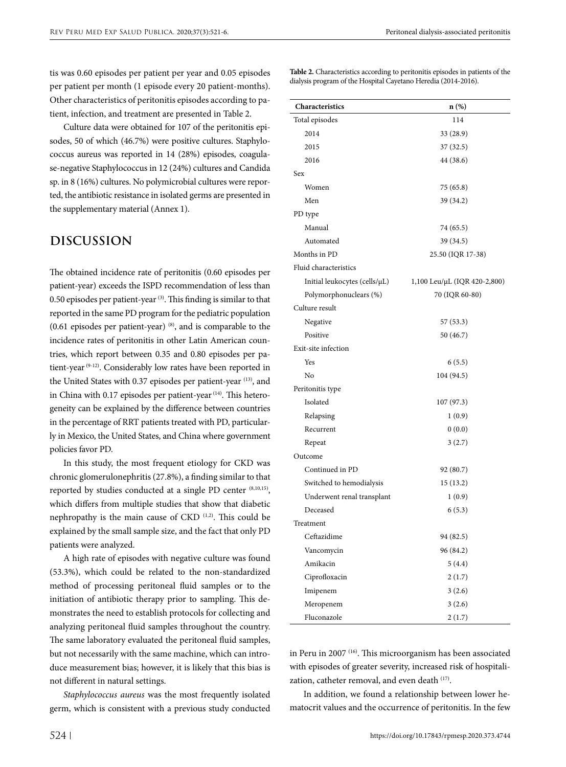tis was 0.60 episodes per patient per year and 0.05 episodes per patient per month (1 episode every 20 patient-months). Other characteristics of peritonitis episodes according to patient, infection, and treatment are presented in Table 2.

Culture data were obtained for 107 of the peritonitis episodes, 50 of which (46.7%) were positive cultures. Staphylococcus aureus was reported in 14 (28%) episodes, coagulase-negative Staphylococcus in 12 (24%) cultures and Candida sp. in 8 (16%) cultures. No polymicrobial cultures were reported, the antibiotic resistance in isolated germs are presented in the supplementary material (Annex 1).

## DISCUSSION

The obtained incidence rate of peritonitis (0.60 episodes per patient-year) exceeds the ISPD recommendation of less than 0.50 episodes per patient-year [3]. This finding is similar to that reported in the same PD program for the pediatric population (0.61 episodes per patient-year) [8], and is comparable to the incidence rates of peritonitis in other Latin American countries, which report between 0.35 and 0.80 episodes per patient-year [9-12]. Considerably low rates have been reported in the United States with 0.37 episodes per patient-year [13], and in China with 0.17 episodes per patient-year [14]. This heterogeneity can be explained by the difference between countries in the percentage of RRT patients treated with PD, particularly in Mexico, the United States, and China where government policies favor PD.

In this study, the most frequent etiology for CKD was chronic glomerulonephritis (27.8%), a finding similar to that reported by studies conducted at a single PD center [8,10,15], which differs from multiple studies that show that diabetic nephropathy is the main cause of CKD [1,2]. This could be explained by the small sample size, and the fact that only PD patients were analyzed.

A high rate of episodes with negative culture was found (53.3%), which could be related to the non-standardized method of processing peritoneal fluid samples or to the initiation of antibiotic therapy prior to sampling. This demonstrates the need to establish protocols for collecting and analyzing peritoneal fluid samples throughout the country. The same laboratory evaluated the peritoneal fluid samples, but not necessarily with the same machine, which can introduce measurement bias; however, it is likely that this bias is not different in natural settings.

*Staphylococcus aureus* was the most frequently isolated germ, which is consistent with a previous study conducted in Peru in 2007 [16]. This microorganism has been associated with episodes of greater severity, increased risk of hospitalization, catheter removal, and even death [17].

In addition, we found a relationship between lower hematocrit values and the occurrence of peritonitis. In the few

**Table 2.** Characteristics according to peritonitis episodes in patients of the dialysis program of the Hospital Cayetano Heredia (2014-2016).

| Characteristics | n (%) |
|---|---|
| Total episodes | 114 |
| 2014 | 33 (28.9) |
| 2015 | 37 (32.5) |
| 2016 | 44 (38.6) |
| Sex | |
| Women | 75 (65.8) |
| Men | 39 (34.2) |
| PD type | |
| Manual | 74 (65.5) |
| Automated | 39 (34.5) |
| Months in PD | 25.50 (IQR 17-38) |
| Fluid characteristics | |
| Initial leukocytes (cells/μL) | 1,100 Leu/μL (IQR 420-2,800) |
| Polymorphonuclears (%) | 70 (IQR 60-80) |
| Culture result | |
| Negative | 57 (53.3) |
| Positive | 50 (46.7) |
| Exit-site infection | |
| Yes | 6 (5.5) |
| No | 104 (94.5) |
| Peritonitis type | |
| Isolated | 107 (97.3) |
| Relapsing | 1 (0.9) |
| Recurrent | 0 (0.0) |
| Repeat | 3 (2.7) |
| Outcome | |
| Continued in PD | 92 (80.7) |
| Switched to hemodialysis | 15 (13.2) |
| Underwent renal transplant | 1 (0.9) |
| Deceased | 6 (5.3) |
| Treatment | |
| Ceftazidime | 94 (82.5) |
| Vancomycin | 96 (84.2) |
| Amikacin | 5 (4.4) |
| Ciprofloxacin | 2 (1.7) |
| Imipenem | 3 (2.6) |
| Meropenem | 3 (2.6) |
| Fluconazole | 2 (1.7) |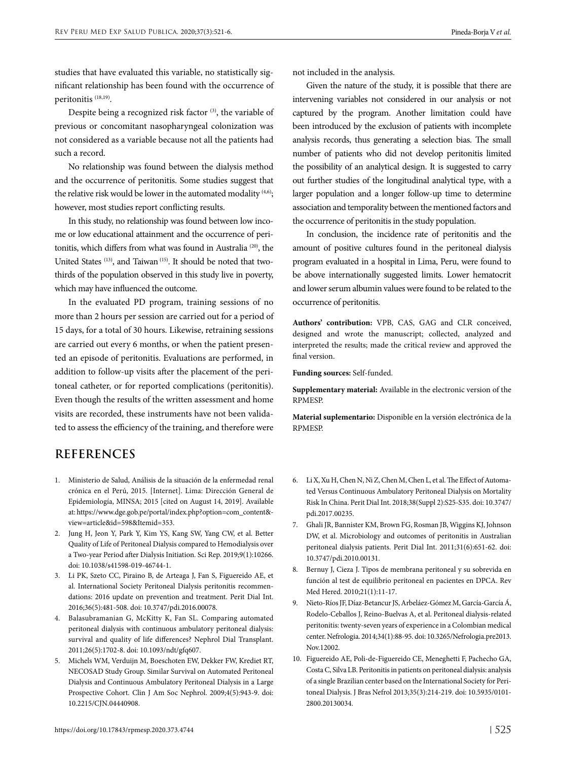studies that have evaluated this variable, no statistically significant relationship has been found with the occurrence of peritonitis [18,19].

Despite being a recognized risk factor [3], the variable of previous or concomitant nasopharyngeal colonization was not considered as a variable because not all the patients had such a record.

No relationship was found between the dialysis method and the occurrence of peritonitis. Some studies suggest that the relative risk would be lower in the automated modality [4,6]; however, most studies report conflicting results.

In this study, no relationship was found between low income or low educational attainment and the occurrence of peritonitis, which differs from what was found in Australia [20], the United States [13], and Taiwan [15]. It should be noted that two-thirds of the population observed in this study live in poverty, which may have influenced the outcome.

In the evaluated PD program, training sessions of no more than 2 hours per session are carried out for a period of 15 days, for a total of 30 hours. Likewise, retraining sessions are carried out every 6 months, or when the patient presented an episode of peritonitis. Evaluations are performed, in addition to follow-up visits after the placement of the peritoneal catheter, or for reported complications (peritonitis). Even though the results of the written assessment and home visits are recorded, these instruments have not been validated to assess the efficiency of the training, and therefore were not included in the analysis.

Given the nature of the study, it is possible that there are intervening variables not considered in our analysis or not captured by the program. Another limitation could have been introduced by the exclusion of patients with incomplete analysis records, thus generating a selection bias. The small number of patients who did not develop peritonitis limited the possibility of an analytical design. It is suggested to carry out further studies of the longitudinal analytical type, with a larger population and a longer follow-up time to determine association and temporality between the mentioned factors and the occurrence of peritonitis in the study population.

In conclusion, the incidence rate of peritonitis and the amount of positive cultures found in the peritoneal dialysis program evaluated in a hospital in Lima, Peru, were found to be above internationally suggested limits. Lower hematocrit and lower serum albumin values were found to be related to the occurrence of peritonitis.

**Authors' contribution:** VPB, CAS, GAG and CLR conceived, designed and wrote the manuscript; collected, analyzed and interpreted the results; made the critical review and approved the final version.

**Funding sources:** Self-funded.

**Supplementary material:** Available in the electronic version of the RPMESP.

**Material suplementario:** Disponible en la versión electrónica de la RPMESP.

## REFERENCES

1. Ministerio de Salud, Análisis de la situación de la enfermedad renal crónica en el Perú, 2015. [Internet]. Lima: Dirección General de Epidemiología, MINSA; 2015 [cited on August 14, 2019]. Available at: https://www.dge.gob.pe/portal/index.php?option=com_content&view=article&id=598&Itemid=353.
2. Jung H, Jeon Y, Park Y, Kim YS, Kang SW, Yang CW, et al. Better Quality of Life of Peritoneal Dialysis compared to Hemodialysis over a Two-year Period after Dialysis Initiation. Sci Rep. 2019;9(1):10266. doi: 10.1038/s41598-019-46744-1.
3. Li PK, Szeto CC, Piraino B, de Arteaga J, Fan S, Figuereido AE, et al. International Society Peritoneal Dialysis peritonitis recommendations: 2016 update on prevention and treatment. Perit Dial Int. 2016;36(5):481-508. doi: 10.3747/pdi.2016.00078.
4. Balasubramanian G, McKitty K, Fan SL. Comparing automated peritoneal dialysis with continuous ambulatory peritoneal dialysis: survival and quality of life differences? Nephrol Dial Transplant. 2011;26(5):1702-8. doi: 10.1093/ndt/gfq607.
5. Michels WM, Verduijn M, Boeschoten EW, Dekker FW, Krediet RT, NECOSAD Study Group. Similar Survival on Automated Peritoneal Dialysis and Continuous Ambulatory Peritoneal Dialysis in a Large Prospective Cohort. Clin J Am Soc Nephrol. 2009;4(5):943-9. doi: 10.2215/CJN.04440908.
6. Li X, Xu H, Chen N, Ni Z, Chen M, Chen L, et al. The Effect of Automated Versus Continuous Ambulatory Peritoneal Dialysis on Mortality Risk In China. Perit Dial Int. 2018;38(Suppl 2):S25-S35. doi: 10.3747/pdi.2017.00235.
7. Ghali JR, Bannister KM, Brown FG, Rosman JB, Wiggins KJ, Johnson DW, et al. Microbiology and outcomes of peritonitis in Australian peritoneal dialysis patients. Perit Dial Int. 2011;31(6):651-62. doi: 10.3747/pdi.2010.00131.
8. Bernuy J, Cieza J. Tipos de membrana peritoneal y su sobrevida en función al test de equilibrio peritoneal en pacientes en DPCA. Rev Med Hered. 2010;21(1):11-17.
9. Nieto-Ríos JF, Díaz-Betancur JS, Arbeláez-Gómez M, García-García Á, Rodelo-Ceballos J, Reino-Buelvas A, et al. Peritoneal dialysis-related peritonitis: twenty-seven years of experience in a Colombian medical center. Nefrologia. 2014;34(1):88-95. doi: 10.3265/Nefrologia.pre2013.Nov.12002.
10. Figuereido AE, Poli-de-Figuereido CE, Meneghetti F, Pachecho GA, Costa C, Silva LB. Peritonitis in patients on peritoneal dialysis: analysis of a single Brazilian center based on the International Society for Peritoneal Dialysis. J Bras Nefrol 2013;35(3):214-219. doi: 10.5935/0101-2800.20130034.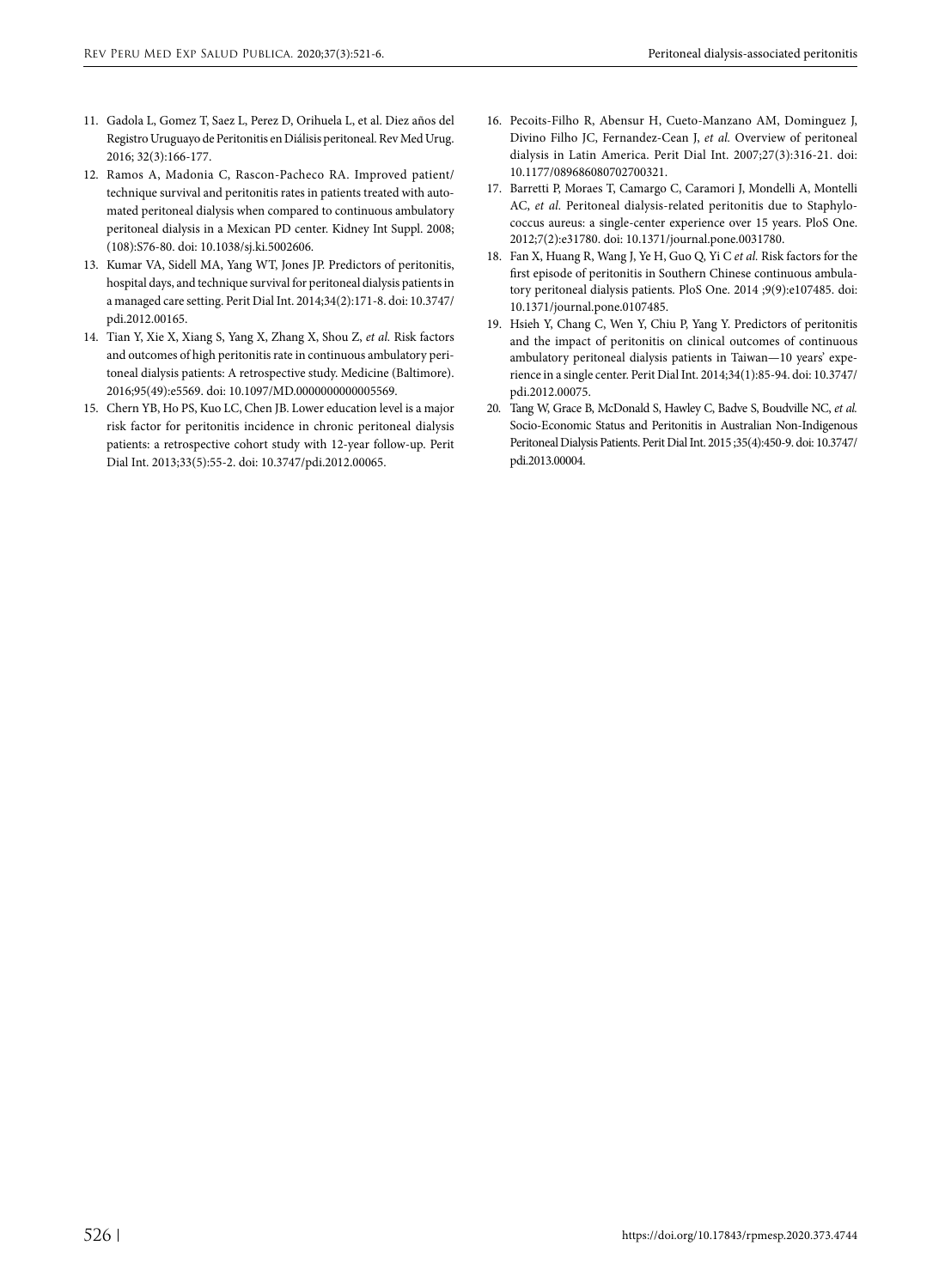11. Gadola L, Gomez T, Saez L, Perez D, Orihuela L, et al. Diez años del Registro Uruguayo de Peritonitis en Diálisis peritoneal. Rev Med Urug. 2016; 32(3):166-177.
12. Ramos A, Madonia C, Rascon-Pacheco RA. Improved patient/technique survival and peritonitis rates in patients treated with automated peritoneal dialysis when compared to continuous ambulatory peritoneal dialysis in a Mexican PD center. Kidney Int Suppl. 2008; (108):S76-80. doi: 10.1038/sj.ki.5002606.
13. Kumar VA, Sidell MA, Yang WT, Jones JP. Predictors of peritonitis, hospital days, and technique survival for peritoneal dialysis patients in a managed care setting. Perit Dial Int. 2014;34(2):171-8. doi: 10.3747/pdi.2012.00165.
14. Tian Y, Xie X, Xiang S, Yang X, Zhang X, Shou Z, *et al.* Risk factors and outcomes of high peritonitis rate in continuous ambulatory peritoneal dialysis patients: A retrospective study. Medicine (Baltimore). 2016;95(49):e5569. doi: 10.1097/MD.0000000000005569.
15. Chern YB, Ho PS, Kuo LC, Chen JB. Lower education level is a major risk factor for peritonitis incidence in chronic peritoneal dialysis patients: a retrospective cohort study with 12-year follow-up. Perit Dial Int. 2013;33(5):55-2. doi: 10.3747/pdi.2012.00065.
16. Pecoits-Filho R, Abensur H, Cueto-Manzano AM, Dominguez J, Divino Filho JC, Fernandez-Cean J, *et al.* Overview of peritoneal dialysis in Latin America. Perit Dial Int. 2007;27(3):316-21. doi: 10.1177/089686080702700321.
17. Barretti P, Moraes T, Camargo C, Caramori J, Mondelli A, Montelli AC, *et al.* Peritoneal dialysis-related peritonitis due to Staphylococcus aureus: a single-center experience over 15 years. PloS One. 2012;7(2):e31780. doi: 10.1371/journal.pone.0031780.
18. Fan X, Huang R, Wang J, Ye H, Guo Q, Yi C *et al.* Risk factors for the first episode of peritonitis in Southern Chinese continuous ambulatory peritoneal dialysis patients. PloS One. 2014 ;9(9):e107485. doi: 10.1371/journal.pone.0107485.
19. Hsieh Y, Chang C, Wen Y, Chiu P, Yang Y. Predictors of peritonitis and the impact of peritonitis on clinical outcomes of continuous ambulatory peritoneal dialysis patients in Taiwan—10 years' experience in a single center. Perit Dial Int. 2014;34(1):85-94. doi: 10.3747/pdi.2012.00075.
20. Tang W, Grace B, McDonald S, Hawley C, Badve S, Boudville NC, *et al.* Socio-Economic Status and Peritonitis in Australian Non-Indigenous Peritoneal Dialysis Patients. Perit Dial Int. 2015 ;35(4):450-9. doi: 10.3747/pdi.2013.00004.